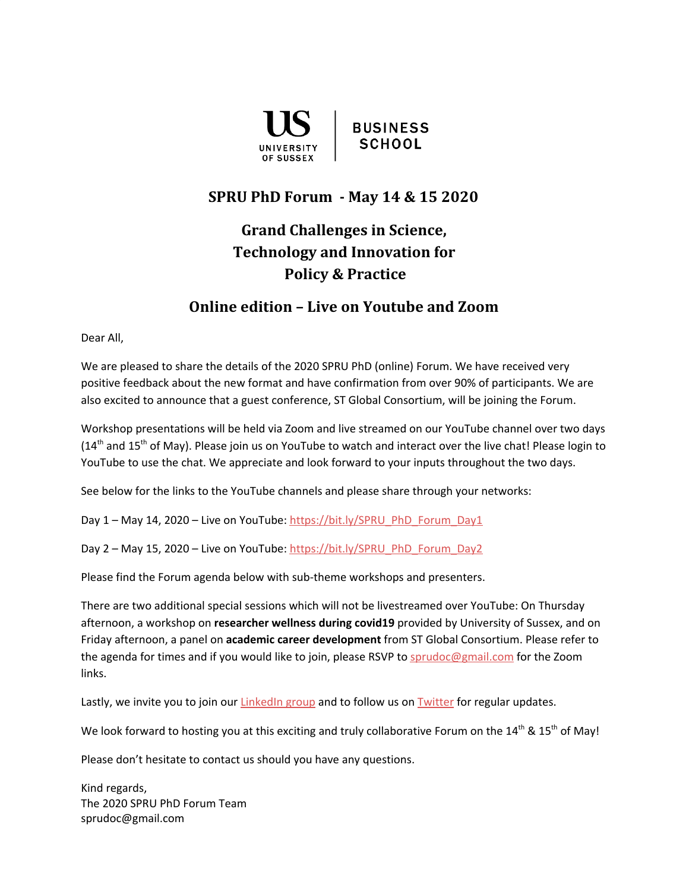US UNIVERSITY OF SUSSEX | BUSINESS SCHOOL

# SPRU PhD Forum - May 14 & 15 2020

## Grand Challenges in Science, Technology and Innovation for Policy & Practice

## Online edition – Live on Youtube and Zoom

Dear All,

We are pleased to share the details of the 2020 SPRU PhD (online) Forum. We have received very positive feedback about the new format and have confirmation from over 90% of participants. We are also excited to announce that a guest conference, ST Global Consortium, will be joining the Forum.

Workshop presentations will be held via Zoom and live streamed on our YouTube channel over two days (14th and 15th of May). Please join us on YouTube to watch and interact over the live chat! Please login to YouTube to use the chat. We appreciate and look forward to your inputs throughout the two days.

See below for the links to the YouTube channels and please share through your networks:

Day 1 – May 14, 2020 – Live on YouTube: https://bit.ly/SPRU_PhD_Forum_Day1

Day 2 – May 15, 2020 – Live on YouTube: https://bit.ly/SPRU_PhD_Forum_Day2

Please find the Forum agenda below with sub-theme workshops and presenters.

There are two additional special sessions which will not be livestreamed over YouTube: On Thursday afternoon, a workshop on **researcher wellness during covid19** provided by University of Sussex, and on Friday afternoon, a panel on **academic career development** from ST Global Consortium. Please refer to the agenda for times and if you would like to join, please RSVP to sprudoc@gmail.com for the Zoom links.

Lastly, we invite you to join our LinkedIn group and to follow us on Twitter for regular updates.

We look forward to hosting you at this exciting and truly collaborative Forum on the 14th & 15th of May!

Please don't hesitate to contact us should you have any questions.

Kind regards,
The 2020 SPRU PhD Forum Team
sprudoc@gmail.com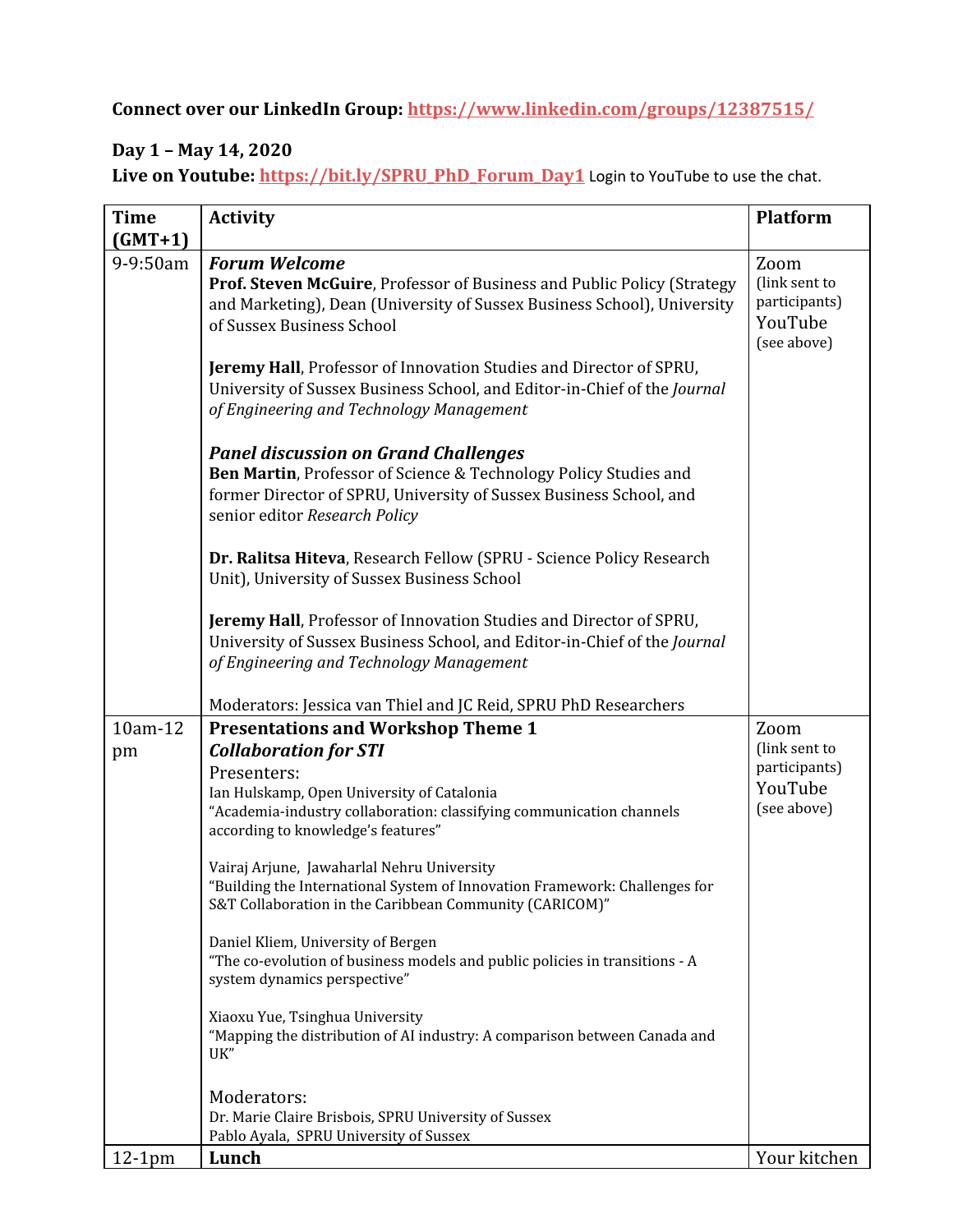**Connect over our LinkedIn Group: https://www.linkedin.com/groups/12387515/**

**Day 1 – May 14, 2020**

**Live on Youtube: https://bit.ly/SPRU_PhD_Forum_Day1** Login to YouTube to use the chat.

| Time (GMT+1) | Activity | Platform |
|---|---|---|
| 9-9:50am | ***Forum Welcome***<br>**Prof. Steven McGuire**, Professor of Business and Public Policy (Strategy and Marketing), Dean (University of Sussex Business School), University of Sussex Business School<br><br>**Jeremy Hall**, Professor of Innovation Studies and Director of SPRU, University of Sussex Business School, and Editor-in-Chief of the *Journal of Engineering and Technology Management*<br><br>***Panel discussion on Grand Challenges***<br>**Ben Martin**, Professor of Science & Technology Policy Studies and former Director of SPRU, University of Sussex Business School, and senior editor *Research Policy*<br><br>**Dr. Ralitsa Hiteva**, Research Fellow (SPRU - Science Policy Research Unit), University of Sussex Business School<br><br>**Jeremy Hall**, Professor of Innovation Studies and Director of SPRU, University of Sussex Business School, and Editor-in-Chief of the *Journal of Engineering and Technology Management*<br><br>Moderators: Jessica van Thiel and JC Reid, SPRU PhD Researchers | Zoom (link sent to participants)<br>YouTube (see above) |
| 10am-12 pm | **Presentations and Workshop Theme 1**<br>***Collaboration for STI***<br>Presenters:<br>Ian Hulskamp, Open University of Catalonia<br>"Academia-industry collaboration: classifying communication channels according to knowledge's features"<br><br>Vairaj Arjune, Jawaharlal Nehru University<br>"Building the International System of Innovation Framework: Challenges for S&T Collaboration in the Caribbean Community (CARICOM)"<br><br>Daniel Kliem, University of Bergen<br>"The co-evolution of business models and public policies in transitions - A system dynamics perspective"<br><br>Xiaoxu Yue, Tsinghua University<br>"Mapping the distribution of AI industry: A comparison between Canada and UK"<br><br>Moderators:<br>Dr. Marie Claire Brisbois, SPRU University of Sussex<br>Pablo Ayala, SPRU University of Sussex | Zoom (link sent to participants)<br>YouTube (see above) |
| 12-1pm | **Lunch** | Your kitchen |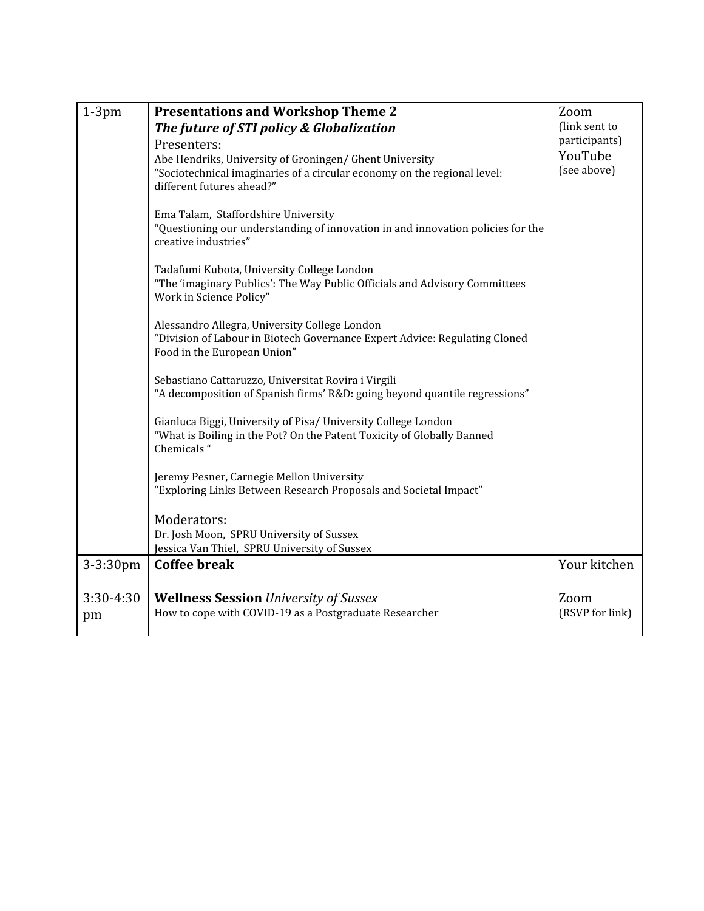| | | |
|---|---|---|
| 1-3pm | **Presentations and Workshop Theme 2**<br>***The future of STI policy & Globalization***<br>Presenters:<br>Abe Hendriks, University of Groningen/ Ghent University<br>“Sociotechnical imaginaries of a circular economy on the regional level: different futures ahead?”<br><br>Ema Talam, Staffordshire University<br>“Questioning our understanding of innovation in and innovation policies for the creative industries”<br><br>Tadafumi Kubota, University College London<br>“The ‘imaginary Publics’: The Way Public Officials and Advisory Committees Work in Science Policy”<br><br>Alessandro Allegra, University College London<br>“Division of Labour in Biotech Governance Expert Advice: Regulating Cloned Food in the European Union”<br><br>Sebastiano Cattaruzzo, Universitat Rovira i Virgili<br>“A decomposition of Spanish firms’ R&D: going beyond quantile regressions”<br><br>Gianluca Biggi, University of Pisa/ University College London<br>“What is Boiling in the Pot? On the Patent Toxicity of Globally Banned Chemicals “<br><br>Jeremy Pesner, Carnegie Mellon University<br>“Exploring Links Between Research Proposals and Societal Impact”<br><br>Moderators:<br>Dr. Josh Moon, SPRU University of Sussex<br>Jessica Van Thiel, SPRU University of Sussex | Zoom<br>(link sent to participants)<br>YouTube<br>(see above) |
| 3-3:30pm | **Coffee break** | Your kitchen |
| 3:30-4:30 pm | **Wellness Session** *University of Sussex*<br>How to cope with COVID-19 as a Postgraduate Researcher | Zoom<br>(RSVP for link) |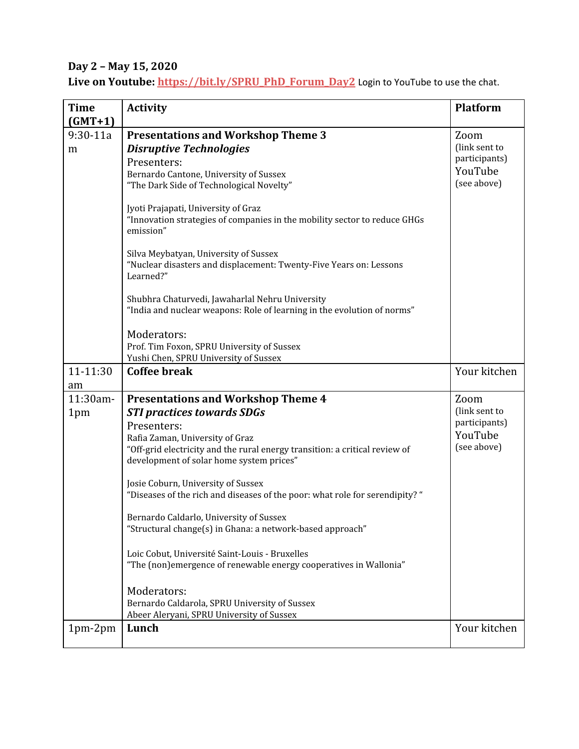**Day 2 – May 15, 2020**

**Live on Youtube: https://bit.ly/SPRU_PhD_Forum_Day2** Login to YouTube to use the chat.

| Time (GMT+1) | Activity | Platform |
|---|---|---|
| 9:30-11am | **Presentations and Workshop Theme 3**<br>***Disruptive Technologies***<br>Presenters:<br>Bernardo Cantone, University of Sussex<br>"The Dark Side of Technological Novelty"<br><br>Jyoti Prajapati, University of Graz<br>"Innovation strategies of companies in the mobility sector to reduce GHGs emission"<br><br>Silva Meybatyan, University of Sussex<br>"Nuclear disasters and displacement: Twenty-Five Years on: Lessons Learned?"<br><br>Shubhra Chaturvedi, Jawaharlal Nehru University<br>"India and nuclear weapons: Role of learning in the evolution of norms"<br><br>Moderators:<br>Prof. Tim Foxon, SPRU University of Sussex<br>Yushi Chen, SPRU University of Sussex | Zoom (link sent to participants)<br>YouTube (see above) |
| 11-11:30 am | **Coffee break** | Your kitchen |
| 11:30am-1pm | **Presentations and Workshop Theme 4**<br>***STI practices towards SDGs***<br>Presenters:<br>Rafia Zaman, University of Graz<br>"Off-grid electricity and the rural energy transition: a critical review of development of solar home system prices"<br><br>Josie Coburn, University of Sussex<br>"Diseases of the rich and diseases of the poor: what role for serendipity? "<br><br>Bernardo Caldarlo, University of Sussex<br>"Structural change(s) in Ghana: a network-based approach"<br><br>Loic Cobut, Université Saint-Louis - Bruxelles<br>"The (non)emergence of renewable energy cooperatives in Wallonia"<br><br>Moderators:<br>Bernardo Caldarola, SPRU University of Sussex<br>Abeer Aleryani, SPRU University of Sussex | Zoom (link sent to participants)<br>YouTube (see above) |
| 1pm-2pm | **Lunch** | Your kitchen |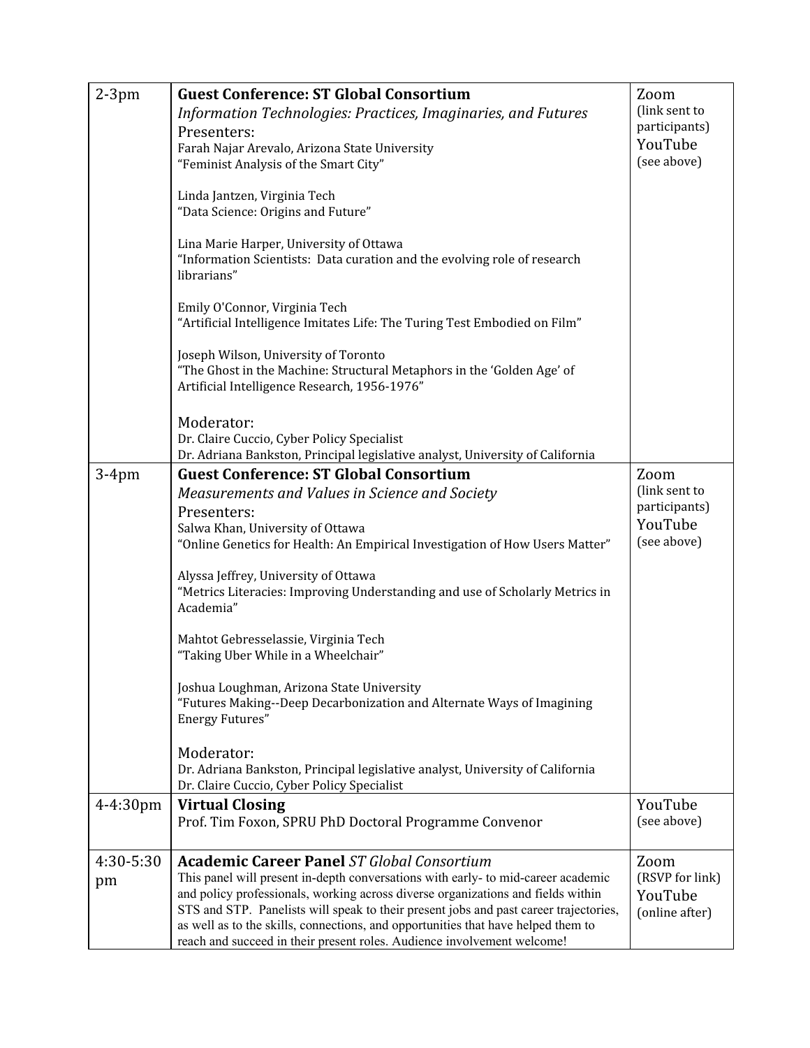| | | |
|---|---|---|
| 2-3pm | **Guest Conference: ST Global Consortium**<br>*Information Technologies: Practices, Imaginaries, and Futures*<br>Presenters:<br>Farah Najar Arevalo, Arizona State University<br>“Feminist Analysis of the Smart City”<br><br>Linda Jantzen, Virginia Tech<br>“Data Science: Origins and Future”<br><br>Lina Marie Harper, University of Ottawa<br>“Information Scientists: Data curation and the evolving role of research librarians”<br><br>Emily O'Connor, Virginia Tech<br>“Artificial Intelligence Imitates Life: The Turing Test Embodied on Film”<br><br>Joseph Wilson, University of Toronto<br>“The Ghost in the Machine: Structural Metaphors in the ‘Golden Age’ of Artificial Intelligence Research, 1956-1976”<br><br>Moderator:<br>Dr. Claire Cuccio, Cyber Policy Specialist<br>Dr. Adriana Bankston, Principal legislative analyst, University of California | Zoom<br>(link sent to participants)<br>YouTube<br>(see above) |
| 3-4pm | **Guest Conference: ST Global Consortium**<br>*Measurements and Values in Science and Society*<br>Presenters:<br>Salwa Khan, University of Ottawa<br>“Online Genetics for Health: An Empirical Investigation of How Users Matter”<br><br>Alyssa Jeffrey, University of Ottawa<br>“Metrics Literacies: Improving Understanding and use of Scholarly Metrics in Academia”<br><br>Mahtot Gebresselassie, Virginia Tech<br>“Taking Uber While in a Wheelchair”<br><br>Joshua Loughman, Arizona State University<br>“Futures Making--Deep Decarbonization and Alternate Ways of Imagining Energy Futures”<br><br>Moderator:<br>Dr. Adriana Bankston, Principal legislative analyst, University of California<br>Dr. Claire Cuccio, Cyber Policy Specialist | Zoom<br>(link sent to participants)<br>YouTube<br>(see above) |
| 4-4:30pm | **Virtual Closing**<br>Prof. Tim Foxon, SPRU PhD Doctoral Programme Convenor | YouTube<br>(see above) |
| 4:30-5:30 pm | **Academic Career Panel** *ST Global Consortium*<br>This panel will present in-depth conversations with early- to mid-career academic and policy professionals, working across diverse organizations and fields within STS and STP. Panelists will speak to their present jobs and past career trajectories, as well as to the skills, connections, and opportunities that have helped them to reach and succeed in their present roles. Audience involvement welcome! | Zoom<br>(RSVP for link)<br>YouTube<br>(online after) |